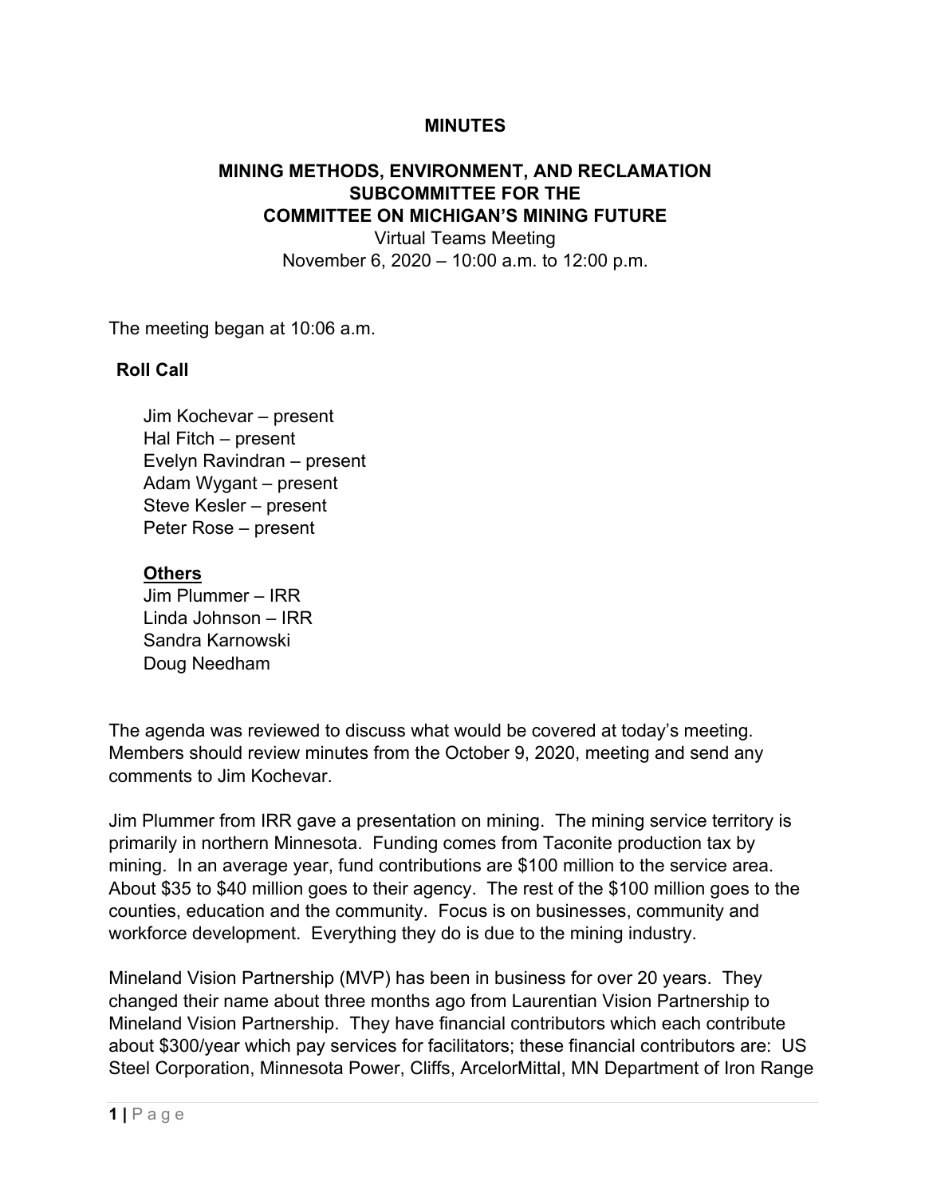**MINUTES**

**MINING METHODS, ENVIRONMENT, AND RECLAMATION SUBCOMMITTEE FOR THE COMMITTEE ON MICHIGAN'S MINING FUTURE**

Virtual Teams Meeting
November 6, 2020 – 10:00 a.m. to 12:00 p.m.

The meeting began at 10:06 a.m.

**Roll Call**

Jim Kochevar – present
Hal Fitch – present
Evelyn Ravindran – present
Adam Wygant – present
Steve Kesler – present
Peter Rose – present

**Others**
Jim Plummer – IRR
Linda Johnson – IRR
Sandra Karnowski
Doug Needham

The agenda was reviewed to discuss what would be covered at today's meeting. Members should review minutes from the October 9, 2020, meeting and send any comments to Jim Kochevar.

Jim Plummer from IRR gave a presentation on mining. The mining service territory is primarily in northern Minnesota. Funding comes from Taconite production tax by mining. In an average year, fund contributions are $100 million to the service area. About $35 to $40 million goes to their agency. The rest of the $100 million goes to the counties, education and the community. Focus is on businesses, community and workforce development. Everything they do is due to the mining industry.

Mineland Vision Partnership (MVP) has been in business for over 20 years. They changed their name about three months ago from Laurentian Vision Partnership to Mineland Vision Partnership. They have financial contributors which each contribute about $300/year which pay services for facilitators; these financial contributors are: US Steel Corporation, Minnesota Power, Cliffs, ArcelorMittal, MN Department of Iron Range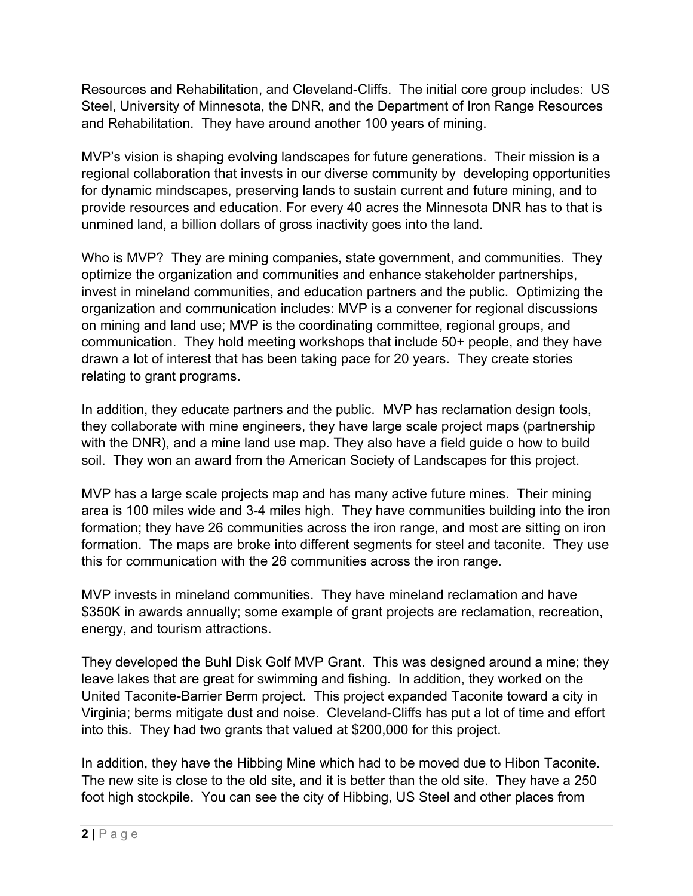Resources and Rehabilitation, and Cleveland-Cliffs. The initial core group includes: US Steel, University of Minnesota, the DNR, and the Department of Iron Range Resources and Rehabilitation. They have around another 100 years of mining.

MVP's vision is shaping evolving landscapes for future generations. Their mission is a regional collaboration that invests in our diverse community by developing opportunities for dynamic mindscapes, preserving lands to sustain current and future mining, and to provide resources and education. For every 40 acres the Minnesota DNR has to that is unmined land, a billion dollars of gross inactivity goes into the land.

Who is MVP? They are mining companies, state government, and communities. They optimize the organization and communities and enhance stakeholder partnerships, invest in mineland communities, and education partners and the public. Optimizing the organization and communication includes: MVP is a convener for regional discussions on mining and land use; MVP is the coordinating committee, regional groups, and communication. They hold meeting workshops that include 50+ people, and they have drawn a lot of interest that has been taking pace for 20 years. They create stories relating to grant programs.

In addition, they educate partners and the public. MVP has reclamation design tools, they collaborate with mine engineers, they have large scale project maps (partnership with the DNR), and a mine land use map. They also have a field guide o how to build soil. They won an award from the American Society of Landscapes for this project.

MVP has a large scale projects map and has many active future mines. Their mining area is 100 miles wide and 3-4 miles high. They have communities building into the iron formation; they have 26 communities across the iron range, and most are sitting on iron formation. The maps are broke into different segments for steel and taconite. They use this for communication with the 26 communities across the iron range.

MVP invests in mineland communities. They have mineland reclamation and have $350K in awards annually; some example of grant projects are reclamation, recreation, energy, and tourism attractions.

They developed the Buhl Disk Golf MVP Grant. This was designed around a mine; they leave lakes that are great for swimming and fishing. In addition, they worked on the United Taconite-Barrier Berm project. This project expanded Taconite toward a city in Virginia; berms mitigate dust and noise. Cleveland-Cliffs has put a lot of time and effort into this. They had two grants that valued at $200,000 for this project.

In addition, they have the Hibbing Mine which had to be moved due to Hibon Taconite. The new site is close to the old site, and it is better than the old site. They have a 250 foot high stockpile. You can see the city of Hibbing, US Steel and other places from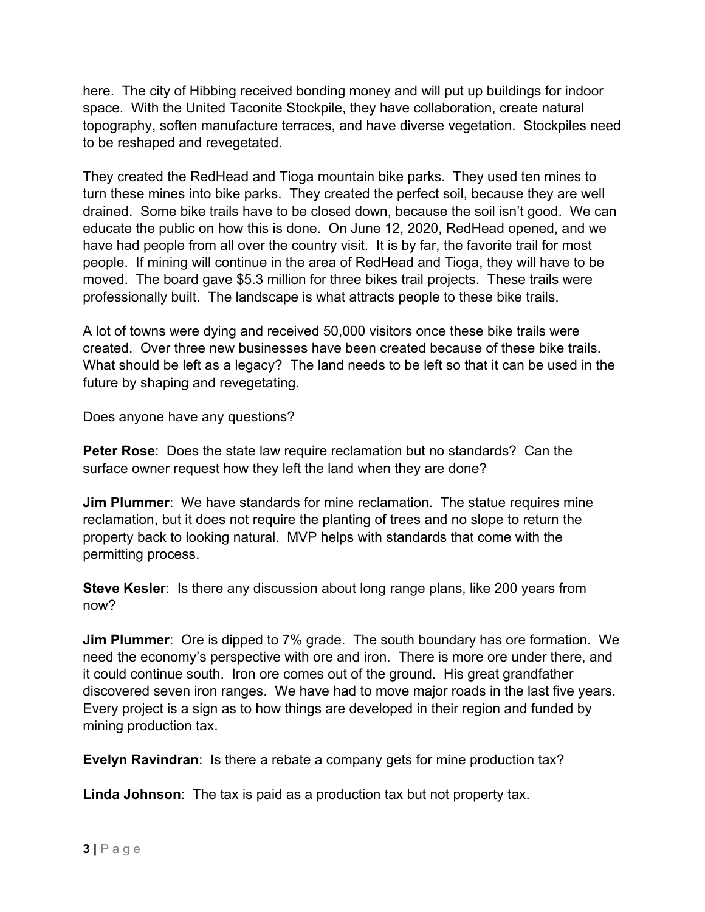here. The city of Hibbing received bonding money and will put up buildings for indoor space. With the United Taconite Stockpile, they have collaboration, create natural topography, soften manufacture terraces, and have diverse vegetation. Stockpiles need to be reshaped and revegetated.

They created the RedHead and Tioga mountain bike parks. They used ten mines to turn these mines into bike parks. They created the perfect soil, because they are well drained. Some bike trails have to be closed down, because the soil isn't good. We can educate the public on how this is done. On June 12, 2020, RedHead opened, and we have had people from all over the country visit. It is by far, the favorite trail for most people. If mining will continue in the area of RedHead and Tioga, they will have to be moved. The board gave $5.3 million for three bikes trail projects. These trails were professionally built. The landscape is what attracts people to these bike trails.

A lot of towns were dying and received 50,000 visitors once these bike trails were created. Over three new businesses have been created because of these bike trails. What should be left as a legacy? The land needs to be left so that it can be used in the future by shaping and revegetating.

Does anyone have any questions?

**Peter Rose**: Does the state law require reclamation but no standards? Can the surface owner request how they left the land when they are done?

**Jim Plummer**: We have standards for mine reclamation. The statue requires mine reclamation, but it does not require the planting of trees and no slope to return the property back to looking natural. MVP helps with standards that come with the permitting process.

**Steve Kesler**: Is there any discussion about long range plans, like 200 years from now?

**Jim Plummer**: Ore is dipped to 7% grade. The south boundary has ore formation. We need the economy's perspective with ore and iron. There is more ore under there, and it could continue south. Iron ore comes out of the ground. His great grandfather discovered seven iron ranges. We have had to move major roads in the last five years. Every project is a sign as to how things are developed in their region and funded by mining production tax.

**Evelyn Ravindran**: Is there a rebate a company gets for mine production tax?

**Linda Johnson**: The tax is paid as a production tax but not property tax.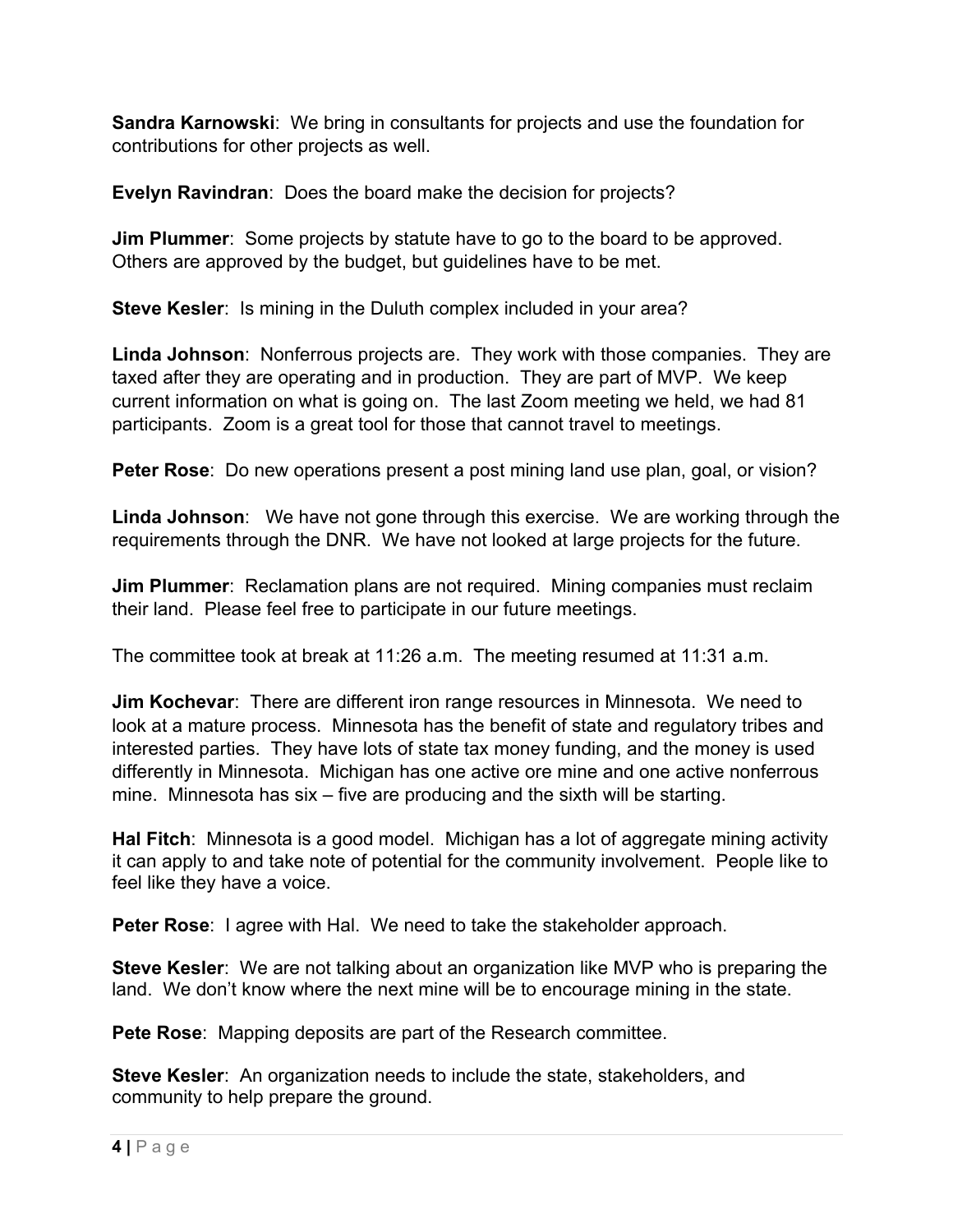**Sandra Karnowski**: We bring in consultants for projects and use the foundation for contributions for other projects as well.

**Evelyn Ravindran**: Does the board make the decision for projects?

**Jim Plummer**: Some projects by statute have to go to the board to be approved. Others are approved by the budget, but guidelines have to be met.

**Steve Kesler**: Is mining in the Duluth complex included in your area?

**Linda Johnson**: Nonferrous projects are. They work with those companies. They are taxed after they are operating and in production. They are part of MVP. We keep current information on what is going on. The last Zoom meeting we held, we had 81 participants. Zoom is a great tool for those that cannot travel to meetings.

**Peter Rose**: Do new operations present a post mining land use plan, goal, or vision?

**Linda Johnson**: We have not gone through this exercise. We are working through the requirements through the DNR. We have not looked at large projects for the future.

**Jim Plummer**: Reclamation plans are not required. Mining companies must reclaim their land. Please feel free to participate in our future meetings.

The committee took at break at 11:26 a.m. The meeting resumed at 11:31 a.m.

**Jim Kochevar**: There are different iron range resources in Minnesota. We need to look at a mature process. Minnesota has the benefit of state and regulatory tribes and interested parties. They have lots of state tax money funding, and the money is used differently in Minnesota. Michigan has one active ore mine and one active nonferrous mine. Minnesota has six – five are producing and the sixth will be starting.

**Hal Fitch**: Minnesota is a good model. Michigan has a lot of aggregate mining activity it can apply to and take note of potential for the community involvement. People like to feel like they have a voice.

**Peter Rose**: I agree with Hal. We need to take the stakeholder approach.

**Steve Kesler**: We are not talking about an organization like MVP who is preparing the land. We don't know where the next mine will be to encourage mining in the state.

**Pete Rose**: Mapping deposits are part of the Research committee.

**Steve Kesler**: An organization needs to include the state, stakeholders, and community to help prepare the ground.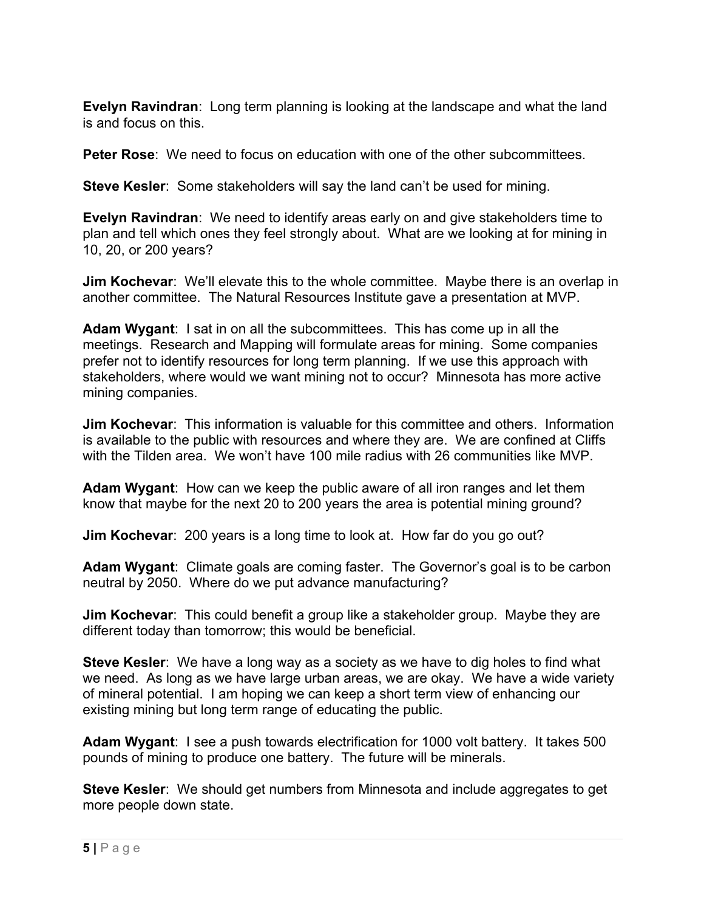**Evelyn Ravindran**: Long term planning is looking at the landscape and what the land is and focus on this.

**Peter Rose**: We need to focus on education with one of the other subcommittees.

**Steve Kesler**: Some stakeholders will say the land can't be used for mining.

**Evelyn Ravindran**: We need to identify areas early on and give stakeholders time to plan and tell which ones they feel strongly about. What are we looking at for mining in 10, 20, or 200 years?

**Jim Kochevar**: We'll elevate this to the whole committee. Maybe there is an overlap in another committee. The Natural Resources Institute gave a presentation at MVP.

**Adam Wygant**: I sat in on all the subcommittees. This has come up in all the meetings. Research and Mapping will formulate areas for mining. Some companies prefer not to identify resources for long term planning. If we use this approach with stakeholders, where would we want mining not to occur? Minnesota has more active mining companies.

**Jim Kochevar**: This information is valuable for this committee and others. Information is available to the public with resources and where they are. We are confined at Cliffs with the Tilden area. We won't have 100 mile radius with 26 communities like MVP.

**Adam Wygant**: How can we keep the public aware of all iron ranges and let them know that maybe for the next 20 to 200 years the area is potential mining ground?

**Jim Kochevar**: 200 years is a long time to look at. How far do you go out?

**Adam Wygant**: Climate goals are coming faster. The Governor's goal is to be carbon neutral by 2050. Where do we put advance manufacturing?

**Jim Kochevar**: This could benefit a group like a stakeholder group. Maybe they are different today than tomorrow; this would be beneficial.

**Steve Kesler**: We have a long way as a society as we have to dig holes to find what we need. As long as we have large urban areas, we are okay. We have a wide variety of mineral potential. I am hoping we can keep a short term view of enhancing our existing mining but long term range of educating the public.

**Adam Wygant**: I see a push towards electrification for 1000 volt battery. It takes 500 pounds of mining to produce one battery. The future will be minerals.

**Steve Kesler**: We should get numbers from Minnesota and include aggregates to get more people down state.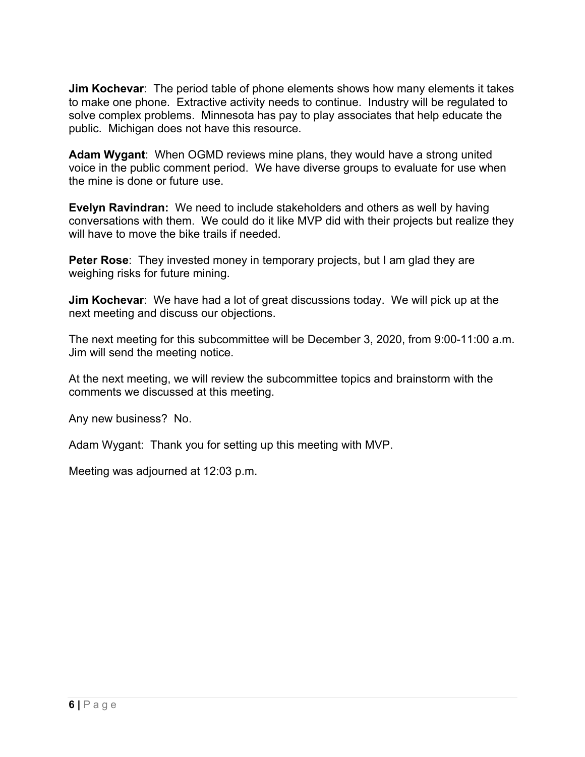**Jim Kochevar**: The period table of phone elements shows how many elements it takes to make one phone. Extractive activity needs to continue. Industry will be regulated to solve complex problems. Minnesota has pay to play associates that help educate the public. Michigan does not have this resource.

**Adam Wygant**: When OGMD reviews mine plans, they would have a strong united voice in the public comment period. We have diverse groups to evaluate for use when the mine is done or future use.

**Evelyn Ravindran:** We need to include stakeholders and others as well by having conversations with them. We could do it like MVP did with their projects but realize they will have to move the bike trails if needed.

**Peter Rose**: They invested money in temporary projects, but I am glad they are weighing risks for future mining.

**Jim Kochevar**: We have had a lot of great discussions today. We will pick up at the next meeting and discuss our objections.

The next meeting for this subcommittee will be December 3, 2020, from 9:00-11:00 a.m. Jim will send the meeting notice.

At the next meeting, we will review the subcommittee topics and brainstorm with the comments we discussed at this meeting.

Any new business? No.

Adam Wygant: Thank you for setting up this meeting with MVP.

Meeting was adjourned at 12:03 p.m.